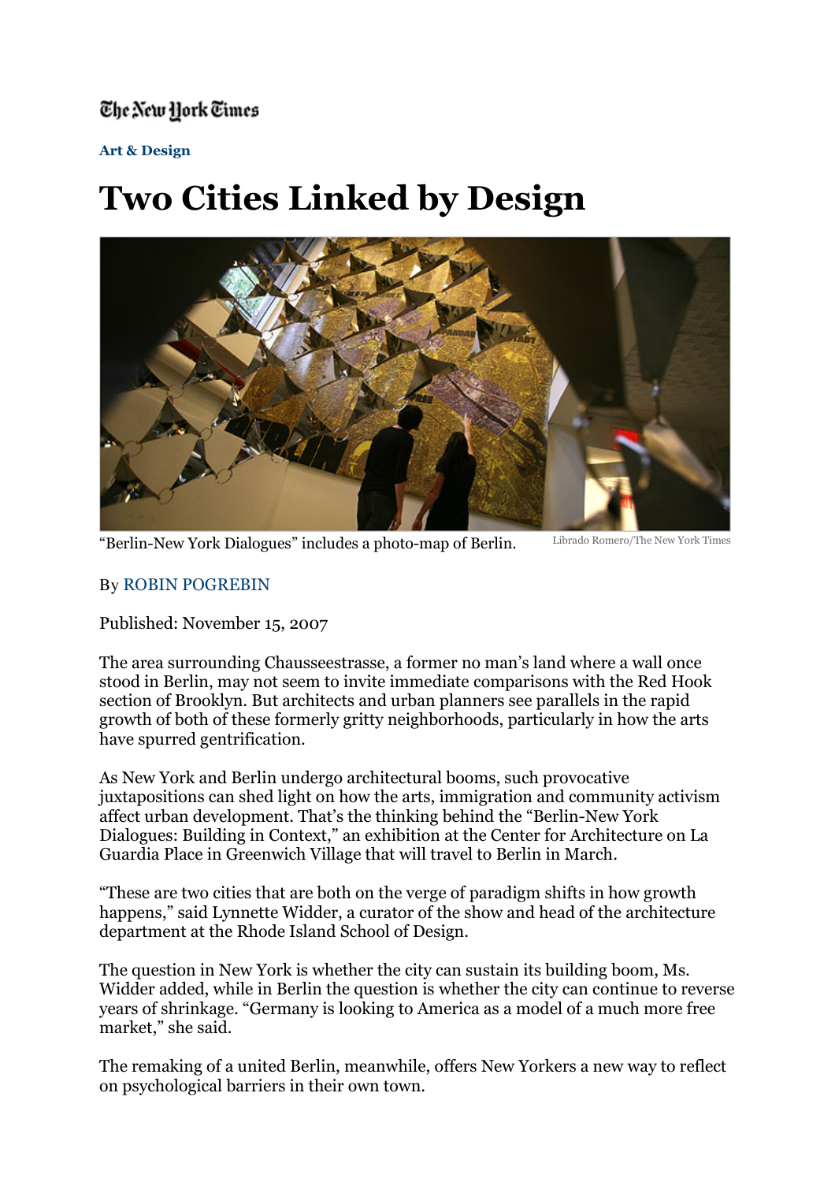The New York Times

**Art & Design**

# Two Cities Linked by Design

"Berlin-New York Dialogues" includes a photo-map of Berlin. Librado Romero/The New York Times

By ROBIN POGREBIN

Published: November 15, 2007

The area surrounding Chausseestrasse, a former no man's land where a wall once stood in Berlin, may not seem to invite immediate comparisons with the Red Hook section of Brooklyn. But architects and urban planners see parallels in the rapid growth of both of these formerly gritty neighborhoods, particularly in how the arts have spurred gentrification.

As New York and Berlin undergo architectural booms, such provocative juxtapositions can shed light on how the arts, immigration and community activism affect urban development. That's the thinking behind the "Berlin-New York Dialogues: Building in Context," an exhibition at the Center for Architecture on La Guardia Place in Greenwich Village that will travel to Berlin in March.

"These are two cities that are both on the verge of paradigm shifts in how growth happens," said Lynnette Widder, a curator of the show and head of the architecture department at the Rhode Island School of Design.

The question in New York is whether the city can sustain its building boom, Ms. Widder added, while in Berlin the question is whether the city can continue to reverse years of shrinkage. "Germany is looking to America as a model of a much more free market," she said.

The remaking of a united Berlin, meanwhile, offers New Yorkers a new way to reflect on psychological barriers in their own town.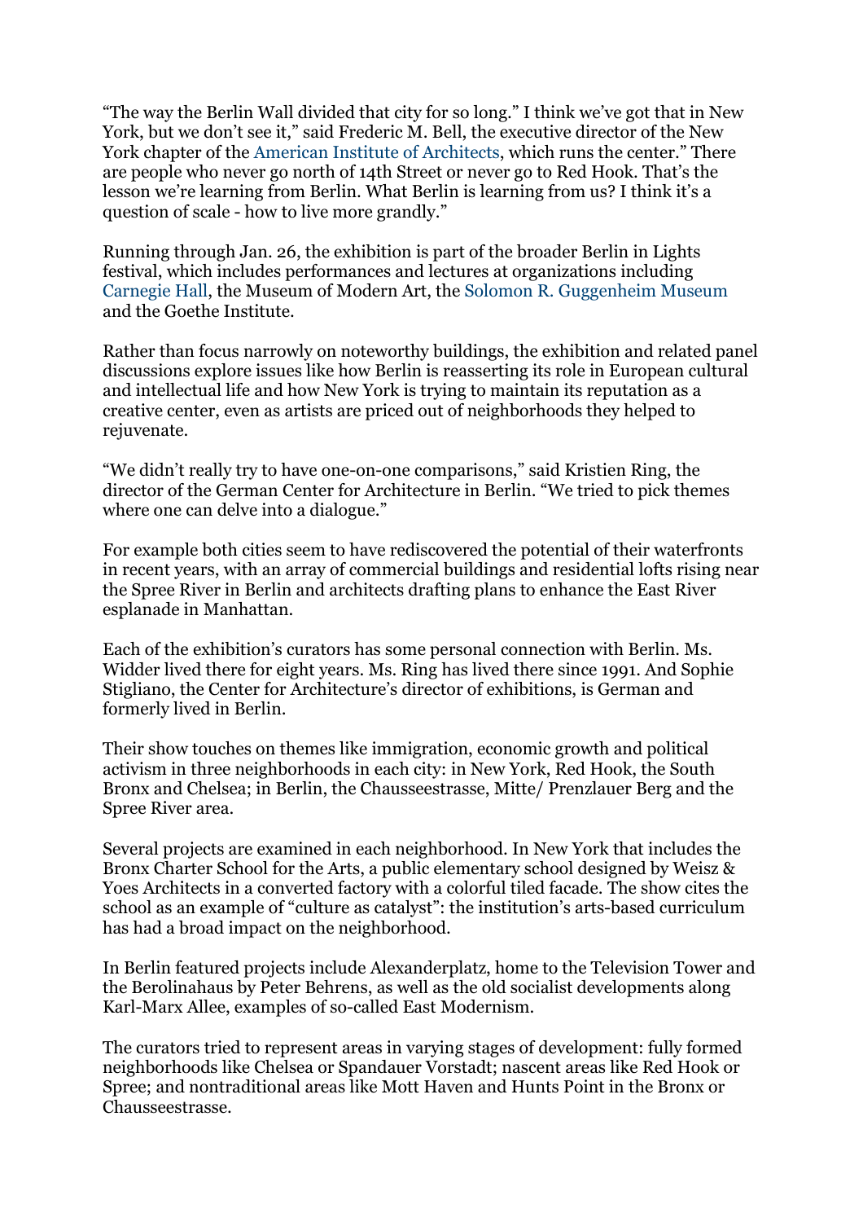“The way the Berlin Wall divided that city for so long.” I think we’ve got that in New York, but we don’t see it,” said Frederic M. Bell, the executive director of the New York chapter of the American Institute of Architects, which runs the center.” There are people who never go north of 14th Street or never go to Red Hook. That’s the lesson we’re learning from Berlin. What Berlin is learning from us? I think it’s a question of scale - how to live more grandly.”

Running through Jan. 26, the exhibition is part of the broader Berlin in Lights festival, which includes performances and lectures at organizations including Carnegie Hall, the Museum of Modern Art, the Solomon R. Guggenheim Museum and the Goethe Institute.

Rather than focus narrowly on noteworthy buildings, the exhibition and related panel discussions explore issues like how Berlin is reasserting its role in European cultural and intellectual life and how New York is trying to maintain its reputation as a creative center, even as artists are priced out of neighborhoods they helped to rejuvenate.

“We didn’t really try to have one-on-one comparisons,” said Kristien Ring, the director of the German Center for Architecture in Berlin. “We tried to pick themes where one can delve into a dialogue.”

For example both cities seem to have rediscovered the potential of their waterfronts in recent years, with an array of commercial buildings and residential lofts rising near the Spree River in Berlin and architects drafting plans to enhance the East River esplanade in Manhattan.

Each of the exhibition’s curators has some personal connection with Berlin. Ms. Widder lived there for eight years. Ms. Ring has lived there since 1991. And Sophie Stigliano, the Center for Architecture’s director of exhibitions, is German and formerly lived in Berlin.

Their show touches on themes like immigration, economic growth and political activism in three neighborhoods in each city: in New York, Red Hook, the South Bronx and Chelsea; in Berlin, the Chausseestrasse, Mitte/ Prenzlauer Berg and the Spree River area.

Several projects are examined in each neighborhood. In New York that includes the Bronx Charter School for the Arts, a public elementary school designed by Weisz & Yoes Architects in a converted factory with a colorful tiled facade. The show cites the school as an example of “culture as catalyst”: the institution’s arts-based curriculum has had a broad impact on the neighborhood.

In Berlin featured projects include Alexanderplatz, home to the Television Tower and the Berolinahaus by Peter Behrens, as well as the old socialist developments along Karl-Marx Allee, examples of so-called East Modernism.

The curators tried to represent areas in varying stages of development: fully formed neighborhoods like Chelsea or Spandauer Vorstadt; nascent areas like Red Hook or Spree; and nontraditional areas like Mott Haven and Hunts Point in the Bronx or Chausseestrasse.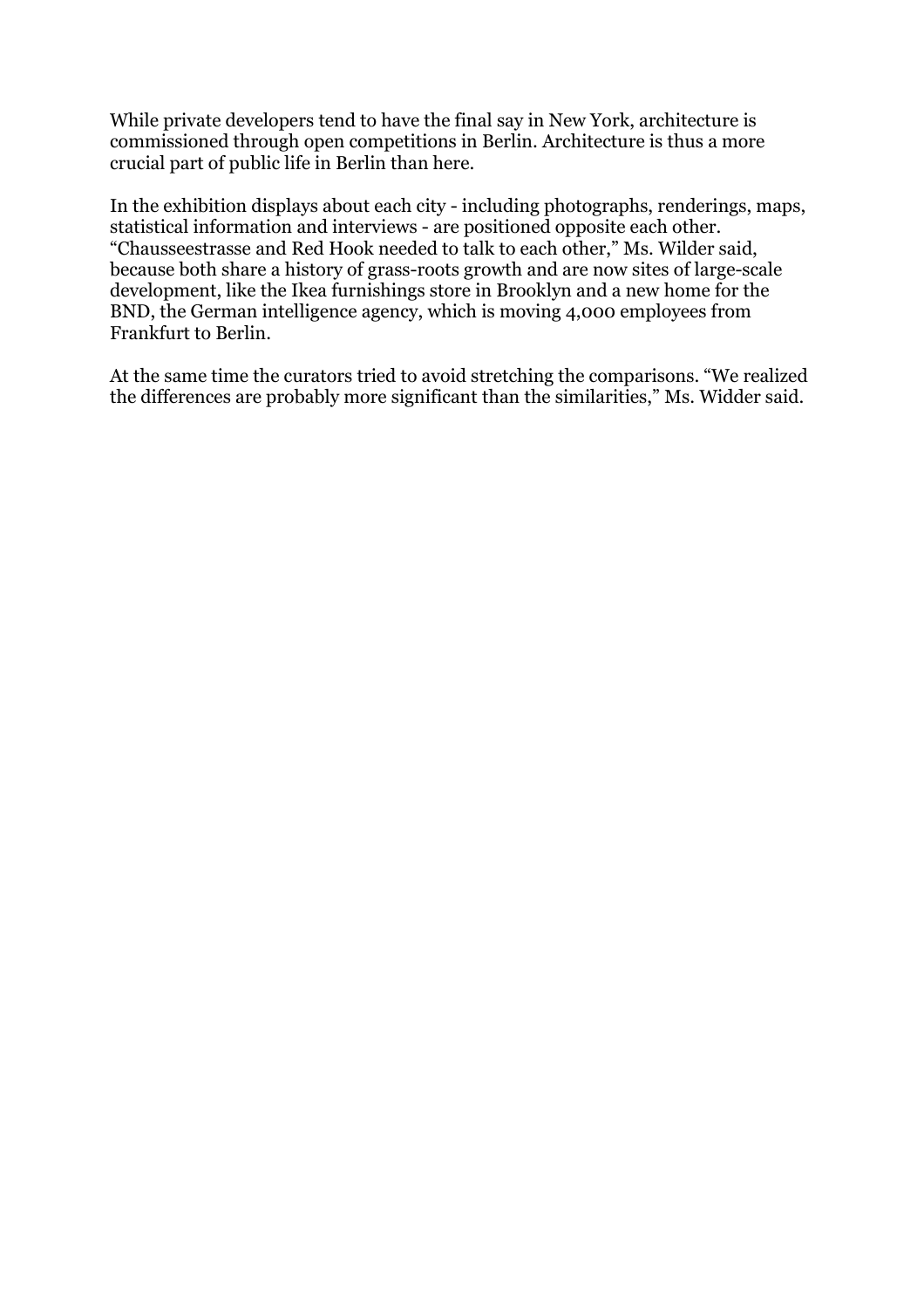While private developers tend to have the final say in New York, architecture is commissioned through open competitions in Berlin. Architecture is thus a more crucial part of public life in Berlin than here.

In the exhibition displays about each city - including photographs, renderings, maps, statistical information and interviews - are positioned opposite each other. "Chausseestrasse and Red Hook needed to talk to each other," Ms. Wilder said, because both share a history of grass-roots growth and are now sites of large-scale development, like the Ikea furnishings store in Brooklyn and a new home for the BND, the German intelligence agency, which is moving 4,000 employees from Frankfurt to Berlin.

At the same time the curators tried to avoid stretching the comparisons. "We realized the differences are probably more significant than the similarities," Ms. Widder said.